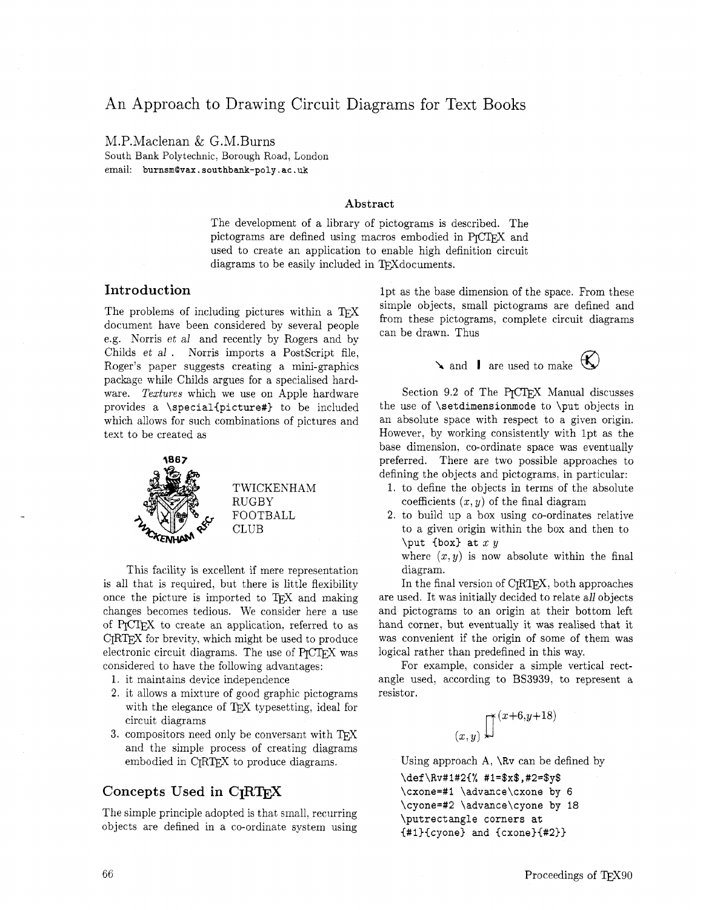# An Approach to Drawing Circuit Diagrams for Text Books

M.P.Maclenan & G.M.Burns
South Bank Polytechnic, Borough Road, London
email: burnsm@vax.southbank-poly.ac.uk

### Abstract

The development of a library of pictograms is described. The pictograms are defined using macros embodied in PICTEX and used to create an application to enable high definition circuit diagrams to be easily included in TEXdocuments.

## Introduction

The problems of including pictures within a TEX document have been considered by several people e.g. Norris *et al* and recently by Rogers and by Childs *et al* . Norris imports a PostScript file, Roger's paper suggests creating a mini-graphics package while Childs argues for a specialised hardware. *Textures* which we use on Apple hardware provides a `\special{picture#}` to be included which allows for such combinations of pictures and text to be created as

1867

TWICKENHAM
RUGBY
FOOTBALL
CLUB

This facility is excellent if mere representation is all that is required, but there is little flexibility once the picture is imported to TEX and making changes becomes tedious. We consider here a use of PICTEX to create an application, referred to as CIRTEX for brevity, which might be used to produce electronic circuit diagrams. The use of PICTEX was considered to have the following advantages:

1. it maintains device independence
2. it allows a mixture of good graphic pictograms with the elegance of TEX typesetting, ideal for circuit diagrams
3. compositors need only be conversant with TEX and the simple process of creating diagrams embodied in CIRTEX to produce diagrams.

## Concepts Used in CIRTEX

The simple principle adopted is that small, recurring objects are defined in a co-ordinate system using 1pt as the base dimension of the space. From these simple objects, small pictograms are defined and from these pictograms, complete circuit diagrams can be drawn. Thus

and are used to make

Section 9.2 of The PICTEX Manual discusses the use of `\setdimensionmode` to `\put` objects in an absolute space with respect to a given origin. However, by working consistently with 1pt as the base dimension, co-ordinate space was eventually preferred. There are two possible approaches to defining the objects and pictograms, in particular:

1. to define the objects in terms of the absolute coefficients $(x, y)$ of the final diagram
2. to build up a box using co-ordinates relative to a given origin within the box and then to `\put {box} at` $x$ $y$ where $(x, y)$ is now absolute within the final diagram.

In the final version of CIRTEX, both approaches are used. It was initially decided to relate *all* objects and pictograms to an origin at their bottom left hand corner, but eventually it was realised that it was convenient if the origin of some of them was logical rather than predefined in this way.

For example, consider a simple vertical rectangle used, according to BS3939, to represent a resistor.

$(x+6,y+18)$

$(x, y)$

Using approach A, `\Rv` can be defined by

```
\def\Rv#1#2{% #1=$x$,#2=$y$
\cxone=#1 \advance\cxone by 6
\cyone=#2 \advance\cyone by 18
\putrectangle corners at
{#1}{cyone} and {cxone}{#2}}
```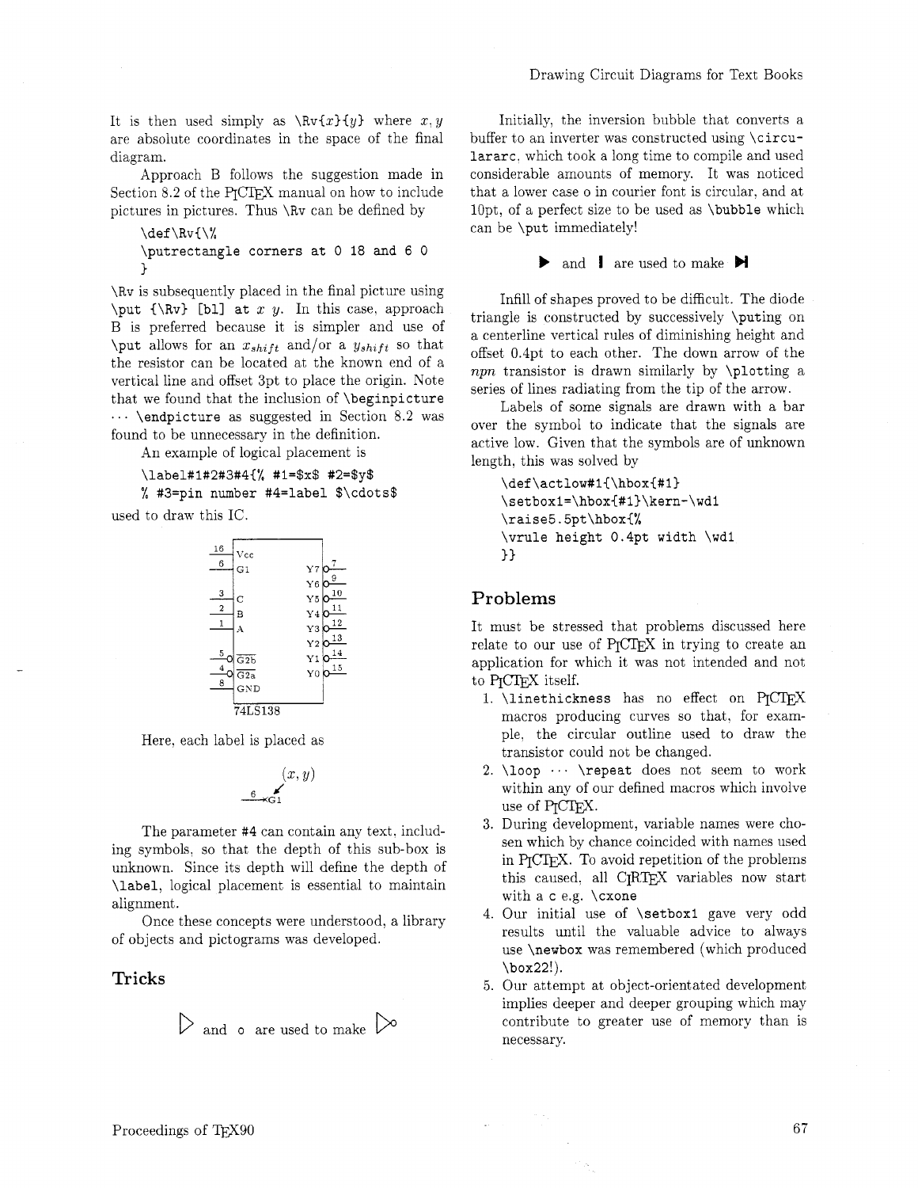It is then used simply as \Rv{*x*}{*y*} where *x*, *y* are absolute coordinates in the space of the final diagram.

Approach B follows the suggestion made in Section 8.2 of the PICTEX manual on how to include pictures in pictures. Thus \Rv can be defined by

```
\def\Rv{\%
\putrectangle corners at 0 18 and 6 0
}
```

\Rv is subsequently placed in the final picture using \put {\Rv} [bl] at *x* *y*. In this case, approach B is preferred because it is simpler and use of \put allows for an $x_{shift}$ and/or a $y_{shift}$ so that the resistor can be located at the known end of a vertical line and offset 3pt to place the origin. Note that we found that the inclusion of \beginpicture ··· \endpicture as suggested in Section 8.2 was found to be unnecessary in the definition.

An example of logical placement is

```
\label#1#2#3#4{% #1=$x$ #2=$y$
% #3=pin number #4=label $\cdots$
```

used to draw this IC.

Here, each label is placed as

The parameter #4 can contain any text, including symbols, so that the depth of this sub-box is unknown. Since its depth will define the depth of \label, logical placement is essential to maintain alignment.

Once these concepts were understood, a library of objects and pictograms was developed.

## Tricks

▷ and o are used to make ▷o

Initially, the inversion bubble that converts a buffer to an inverter was constructed using \circulararc, which took a long time to compile and used considerable amounts of memory. It was noticed that a lower case o in courier font is circular, and at 10pt, of a perfect size to be used as \bubble which can be \put immediately!

▶ and ▌ are used to make ▶▌

Infill of shapes proved to be difficult. The diode triangle is constructed by successively \puting on a centerline vertical rules of diminishing height and offset 0.4pt to each other. The down arrow of the *npn* transistor is drawn similarly by \plotting a series of lines radiating from the tip of the arrow.

Labels of some signals are drawn with a bar over the symbol to indicate that the signals are active low. Given that the symbols are of unknown length, this was solved by

```
\def\actlow#1{\hbox{#1}
\setbox1=\hbox{#1}\kern-\wd1
\raise5.5pt\hbox{%
\vrule height 0.4pt width \wd1
}}
```

## Problems

It must be stressed that problems discussed here relate to our use of PICTEX in trying to create an application for which it was not intended and not to PICTEX itself.

1. \linethickness has no effect on PICTEX macros producing curves so that, for example, the circular outline used to draw the transistor could not be changed.
2. \loop ··· \repeat does not seem to work within any of our defined macros which involve use of PICTEX.
3. During development, variable names were chosen which by chance coincided with names used in PICTEX. To avoid repetition of the problems this caused, all CIRTEX variables now start with a c e.g. \cxone
4. Our initial use of \setbox1 gave very odd results until the valuable advice to always use \newbox was remembered (which produced \box22!).
5. Our attempt at object-orientated development implies deeper and deeper grouping which may contribute to greater use of memory than is necessary.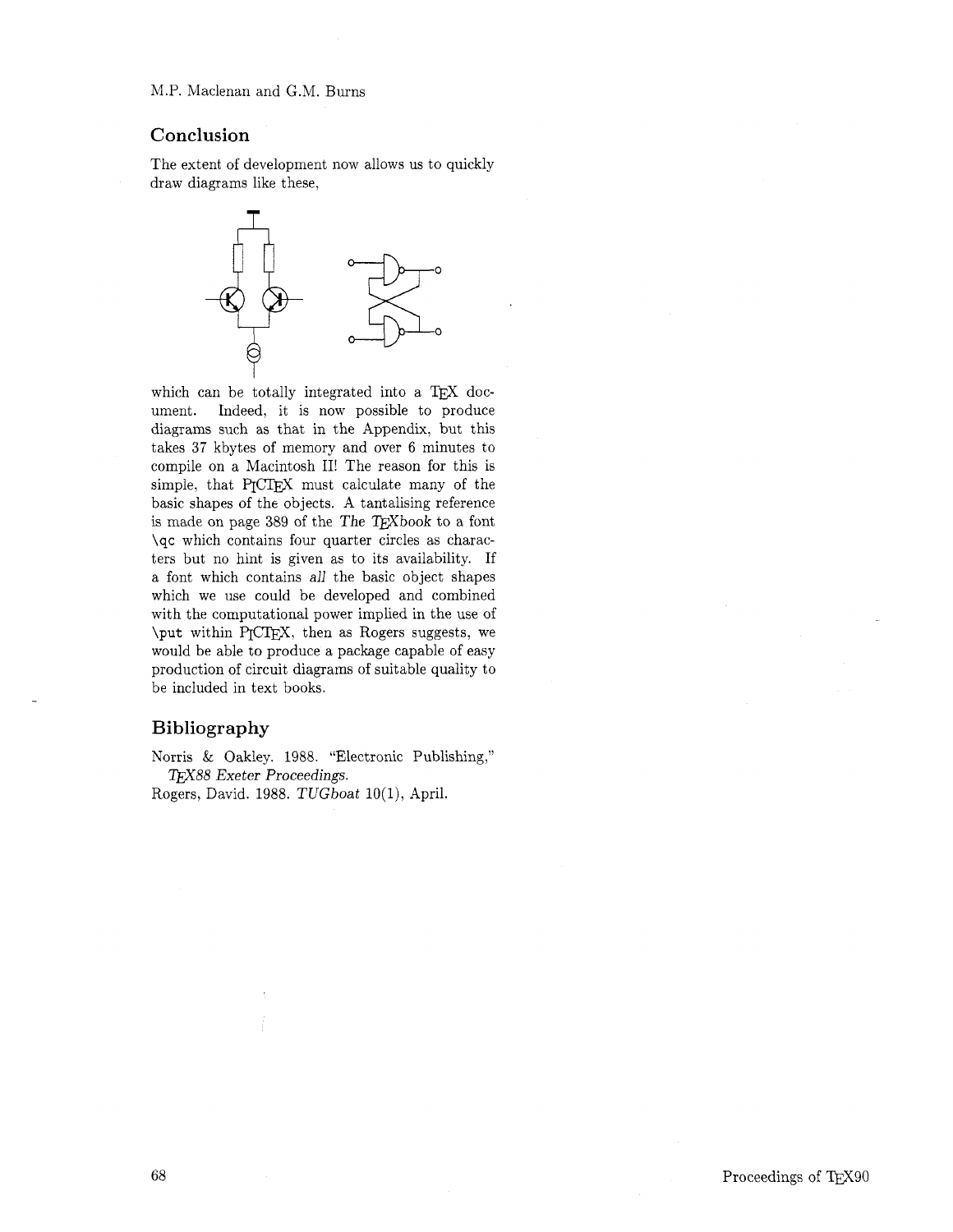## Conclusion

The extent of development now allows us to quickly draw diagrams like these,

which can be totally integrated into a TEX document. Indeed, it is now possible to produce diagrams such as that in the Appendix, but this takes 37 kbytes of memory and over 6 minutes to compile on a Macintosh II! The reason for this is simple, that PICTEX must calculate many of the basic shapes of the objects. A tantalising reference is made on page 389 of the *The TEXbook* to a font \qc which contains four quarter circles as characters but no hint is given as to its availability. If a font which contains *all* the basic object shapes which we use could be developed and combined with the computational power implied in the use of \put within PICTEX, then as Rogers suggests, we would be able to produce a package capable of easy production of circuit diagrams of suitable quality to be included in text books.

## Bibliography

Norris & Oakley. 1988. "Electronic Publishing," *TEX88 Exeter Proceedings.*

Rogers, David. 1988. *TUGboat* 10(1), April.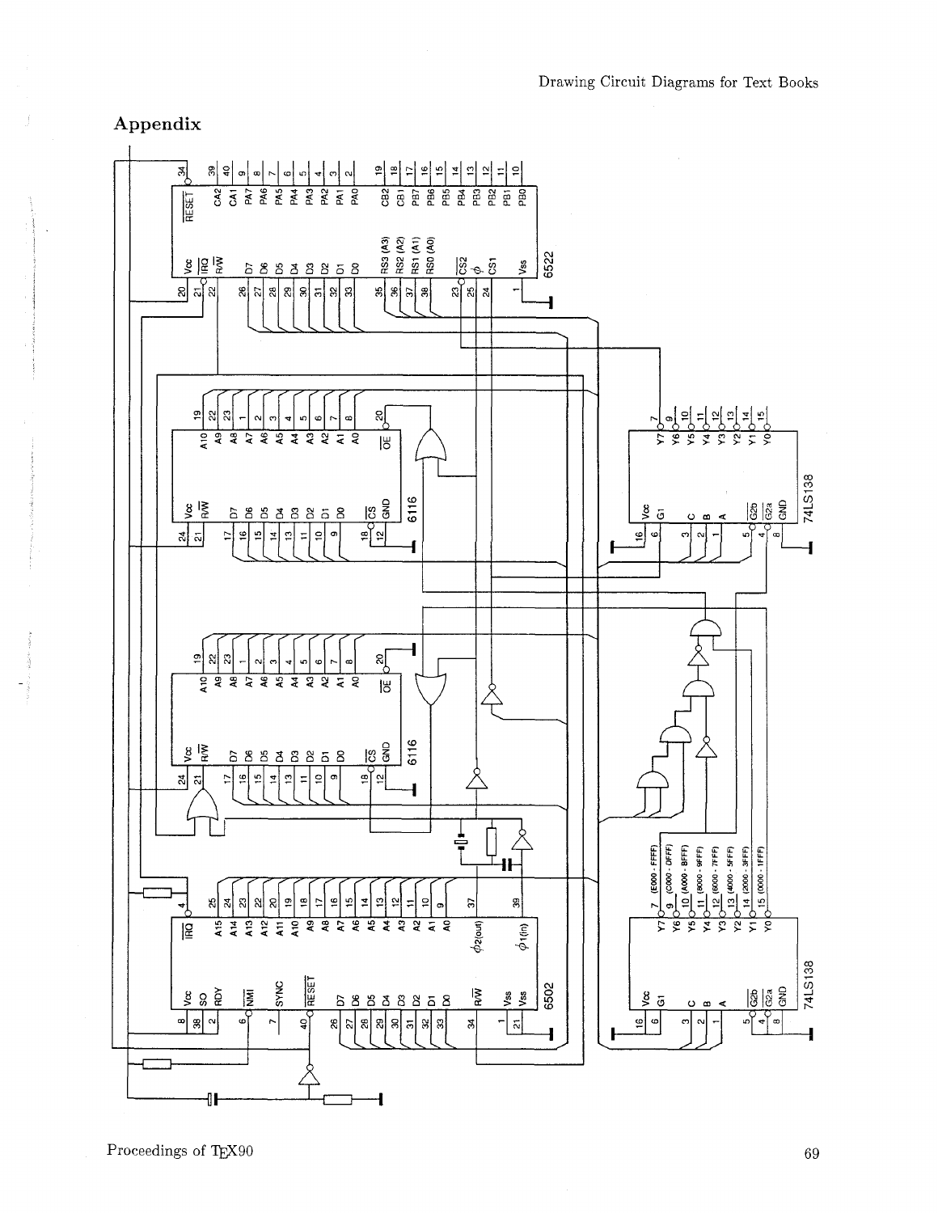## Appendix

6522

RESET, CA2, CA1, PA7, PA6, PA5, PA4, PA3, PA2, PA1, PA0, CB2, CB1, PB7, PB6, PB5, PB4, PB3, PB2, PB1, PB0

Vcc, IRQ, R/W, D7, D6, D5, D4, D3, D2, D1, D0, RS3 (A3), RS2 (A2), RS1 (A1), RS0 (A0), CS2, ϕ, CS1, Vss

6116

A10, A9, A8, A7, A6, A5, A4, A3, A2, A1, A0, OE

Vcc, R/W, D7, D6, D5, D4, D3, D2, D1, D0, CS, GND

6116

A10, A9, A8, A7, A6, A5, A4, A3, A2, A1, A0, OE

Vcc, R/W, D7, D6, D5, D4, D3, D2, D1, D0, CS, GND

74LS138

Y7, Y6, Y5, Y4, Y3, Y2, Y1, Y0

Vcc, G1, C, B, A, G2b, G2a, GND

6502

IRQ, A15, A14, A13, A12, A11, A10, A9, A8, A7, A6, A5, A4, A3, A2, A1, A0, ϕ2(out), ϕ1(in)

Vcc, SO, RDY, NMI, SYNC, RESET, D7, D6, D5, D4, D3, D2, D1, D0, R/W, Vss, Vss

74LS138

Y7 (E000 - FFFF), Y6 (C000 - DFFF), Y5 (A000 - BFFF), Y4 (8000 - 9FFF), Y3 (6000 - 7FFF), Y2 (4000 - 5FFF), Y1 (2000 - 3FFF), Y0 (0000 - 1FFF)

Vcc, G1, C, B, A, G2b, G2a, GND